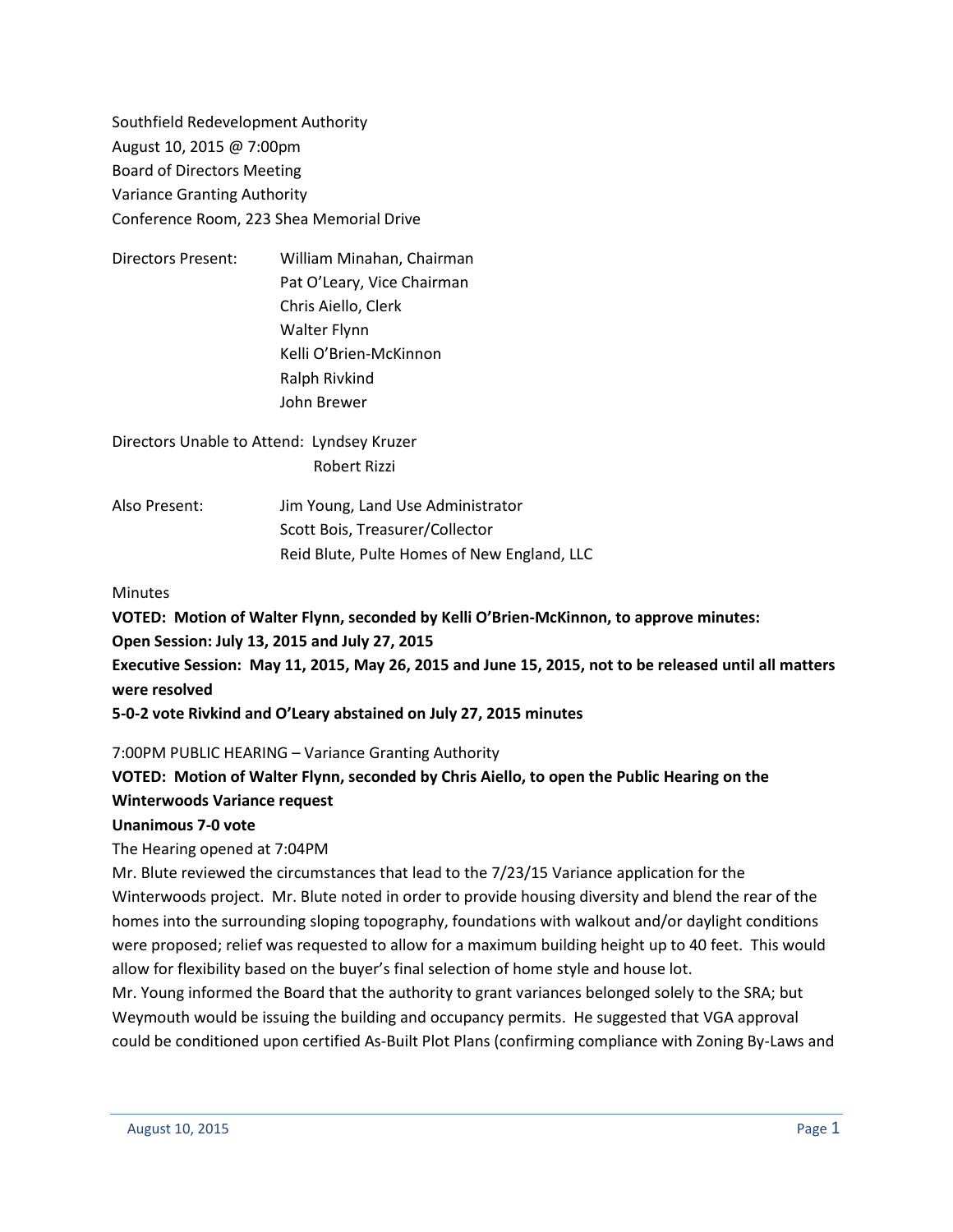Southfield Redevelopment Authority
August 10, 2015 @ 7:00pm
Board of Directors Meeting
Variance Granting Authority
Conference Room, 223 Shea Memorial Drive

Directors Present: William Minahan, Chairman
Pat O'Leary, Vice Chairman
Chris Aiello, Clerk
Walter Flynn
Kelli O'Brien-McKinnon
Ralph Rivkind
John Brewer

Directors Unable to Attend: Lyndsey Kruzer
Robert Rizzi

Also Present: Jim Young, Land Use Administrator
Scott Bois, Treasurer/Collector
Reid Blute, Pulte Homes of New England, LLC

Minutes

**VOTED: Motion of Walter Flynn, seconded by Kelli O'Brien-McKinnon, to approve minutes:**
**Open Session: July 13, 2015 and July 27, 2015**
**Executive Session: May 11, 2015, May 26, 2015 and June 15, 2015, not to be released until all matters were resolved**
**5-0-2 vote Rivkind and O'Leary abstained on July 27, 2015 minutes**

7:00PM PUBLIC HEARING – Variance Granting Authority

**VOTED: Motion of Walter Flynn, seconded by Chris Aiello, to open the Public Hearing on the Winterwoods Variance request**
**Unanimous 7-0 vote**

The Hearing opened at 7:04PM

Mr. Blute reviewed the circumstances that lead to the 7/23/15 Variance application for the Winterwoods project. Mr. Blute noted in order to provide housing diversity and blend the rear of the homes into the surrounding sloping topography, foundations with walkout and/or daylight conditions were proposed; relief was requested to allow for a maximum building height up to 40 feet. This would allow for flexibility based on the buyer's final selection of home style and house lot.

Mr. Young informed the Board that the authority to grant variances belonged solely to the SRA; but Weymouth would be issuing the building and occupancy permits. He suggested that VGA approval could be conditioned upon certified As-Built Plot Plans (confirming compliance with Zoning By-Laws and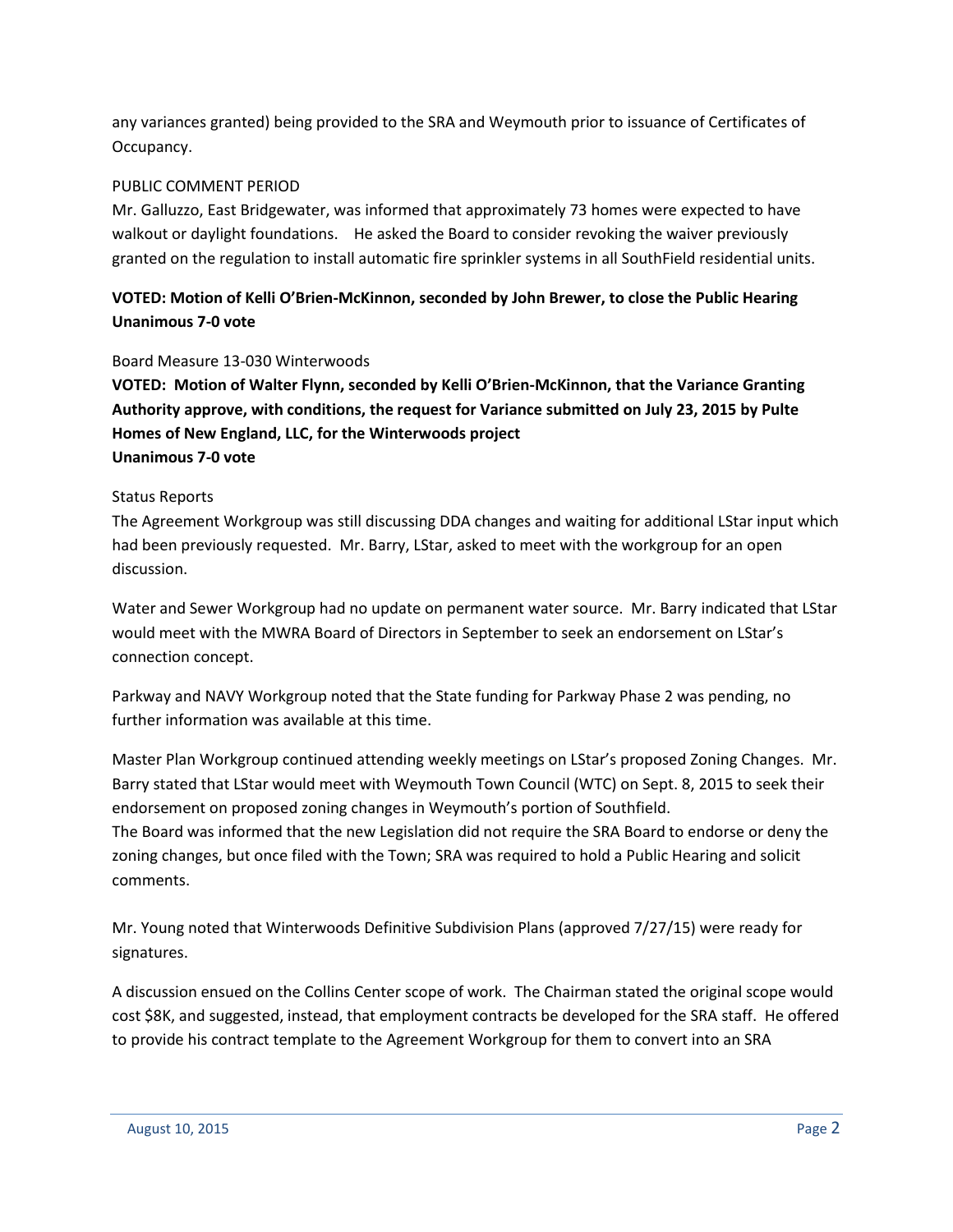any variances granted) being provided to the SRA and Weymouth prior to issuance of Certificates of Occupancy.

PUBLIC COMMENT PERIOD

Mr. Galluzzo, East Bridgewater, was informed that approximately 73 homes were expected to have walkout or daylight foundations. He asked the Board to consider revoking the waiver previously granted on the regulation to install automatic fire sprinkler systems in all SouthField residential units.

**VOTED: Motion of Kelli O'Brien-McKinnon, seconded by John Brewer, to close the Public Hearing**
**Unanimous 7-0 vote**

Board Measure 13-030 Winterwoods

**VOTED: Motion of Walter Flynn, seconded by Kelli O'Brien-McKinnon, that the Variance Granting Authority approve, with conditions, the request for Variance submitted on July 23, 2015 by Pulte Homes of New England, LLC, for the Winterwoods project**
**Unanimous 7-0 vote**

Status Reports

The Agreement Workgroup was still discussing DDA changes and waiting for additional LStar input which had been previously requested. Mr. Barry, LStar, asked to meet with the workgroup for an open discussion.

Water and Sewer Workgroup had no update on permanent water source. Mr. Barry indicated that LStar would meet with the MWRA Board of Directors in September to seek an endorsement on LStar's connection concept.

Parkway and NAVY Workgroup noted that the State funding for Parkway Phase 2 was pending, no further information was available at this time.

Master Plan Workgroup continued attending weekly meetings on LStar's proposed Zoning Changes. Mr. Barry stated that LStar would meet with Weymouth Town Council (WTC) on Sept. 8, 2015 to seek their endorsement on proposed zoning changes in Weymouth's portion of Southfield.
The Board was informed that the new Legislation did not require the SRA Board to endorse or deny the zoning changes, but once filed with the Town; SRA was required to hold a Public Hearing and solicit comments.

Mr. Young noted that Winterwoods Definitive Subdivision Plans (approved 7/27/15) were ready for signatures.

A discussion ensued on the Collins Center scope of work. The Chairman stated the original scope would cost $8K, and suggested, instead, that employment contracts be developed for the SRA staff. He offered to provide his contract template to the Agreement Workgroup for them to convert into an SRA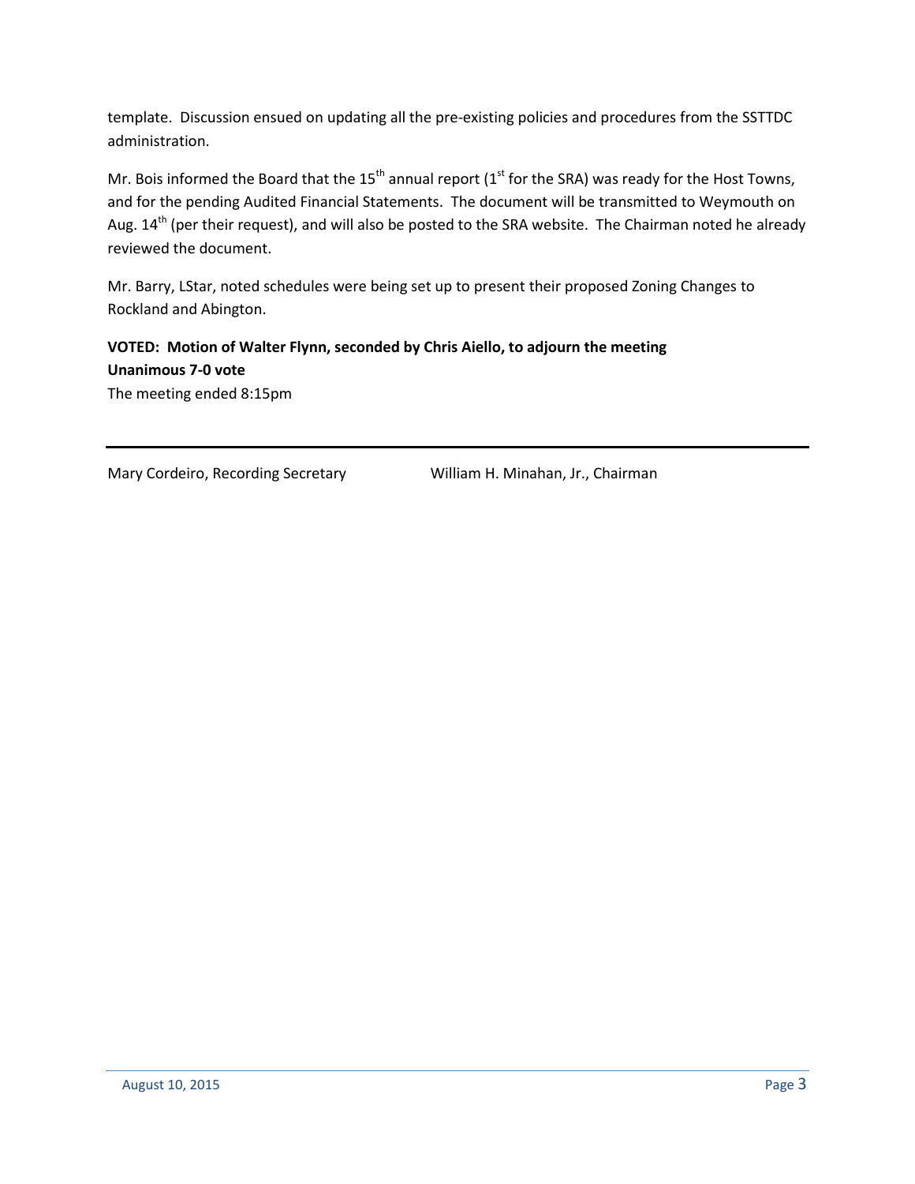template. Discussion ensued on updating all the pre-existing policies and procedures from the SSTTDC administration.

Mr. Bois informed the Board that the 15th annual report (1st for the SRA) was ready for the Host Towns, and for the pending Audited Financial Statements. The document will be transmitted to Weymouth on Aug. 14th (per their request), and will also be posted to the SRA website. The Chairman noted he already reviewed the document.

Mr. Barry, LStar, noted schedules were being set up to present their proposed Zoning Changes to Rockland and Abington.

**VOTED: Motion of Walter Flynn, seconded by Chris Aiello, to adjourn the meeting**
**Unanimous 7-0 vote**
The meeting ended 8:15pm

---

Mary Cordeiro, Recording Secretary William H. Minahan, Jr., Chairman